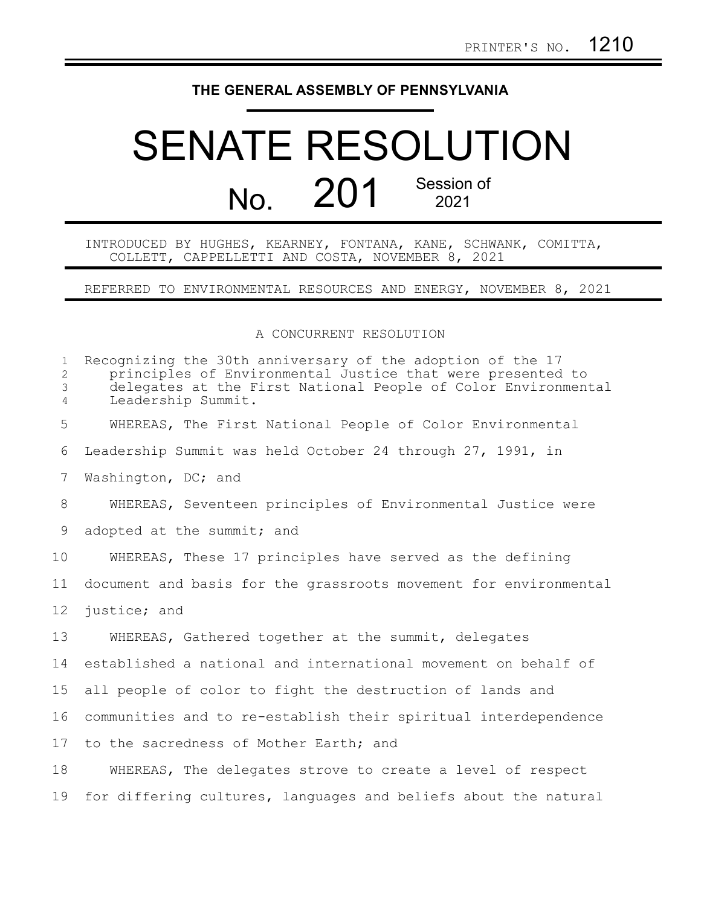PRINTER'S NO. 1210

THE GENERAL ASSEMBLY OF PENNSYLVANIA

# SENATE RESOLUTION

## No. 201 Session of 2021

INTRODUCED BY HUGHES, KEARNEY, FONTANA, KANE, SCHWANK, COMITTA, COLLETT, CAPPELLETTI AND COSTA, NOVEMBER 8, 2021

REFERRED TO ENVIRONMENTAL RESOURCES AND ENERGY, NOVEMBER 8, 2021

A CONCURRENT RESOLUTION

Recognizing the 30th anniversary of the adoption of the 17 principles of Environmental Justice that were presented to delegates at the First National People of Color Environmental Leadership Summit.

WHEREAS, The First National People of Color Environmental Leadership Summit was held October 24 through 27, 1991, in Washington, DC; and

WHEREAS, Seventeen principles of Environmental Justice were adopted at the summit; and

WHEREAS, These 17 principles have served as the defining document and basis for the grassroots movement for environmental justice; and

WHEREAS, Gathered together at the summit, delegates established a national and international movement on behalf of all people of color to fight the destruction of lands and communities and to re-establish their spiritual interdependence to the sacredness of Mother Earth; and

WHEREAS, The delegates strove to create a level of respect for differing cultures, languages and beliefs about the natural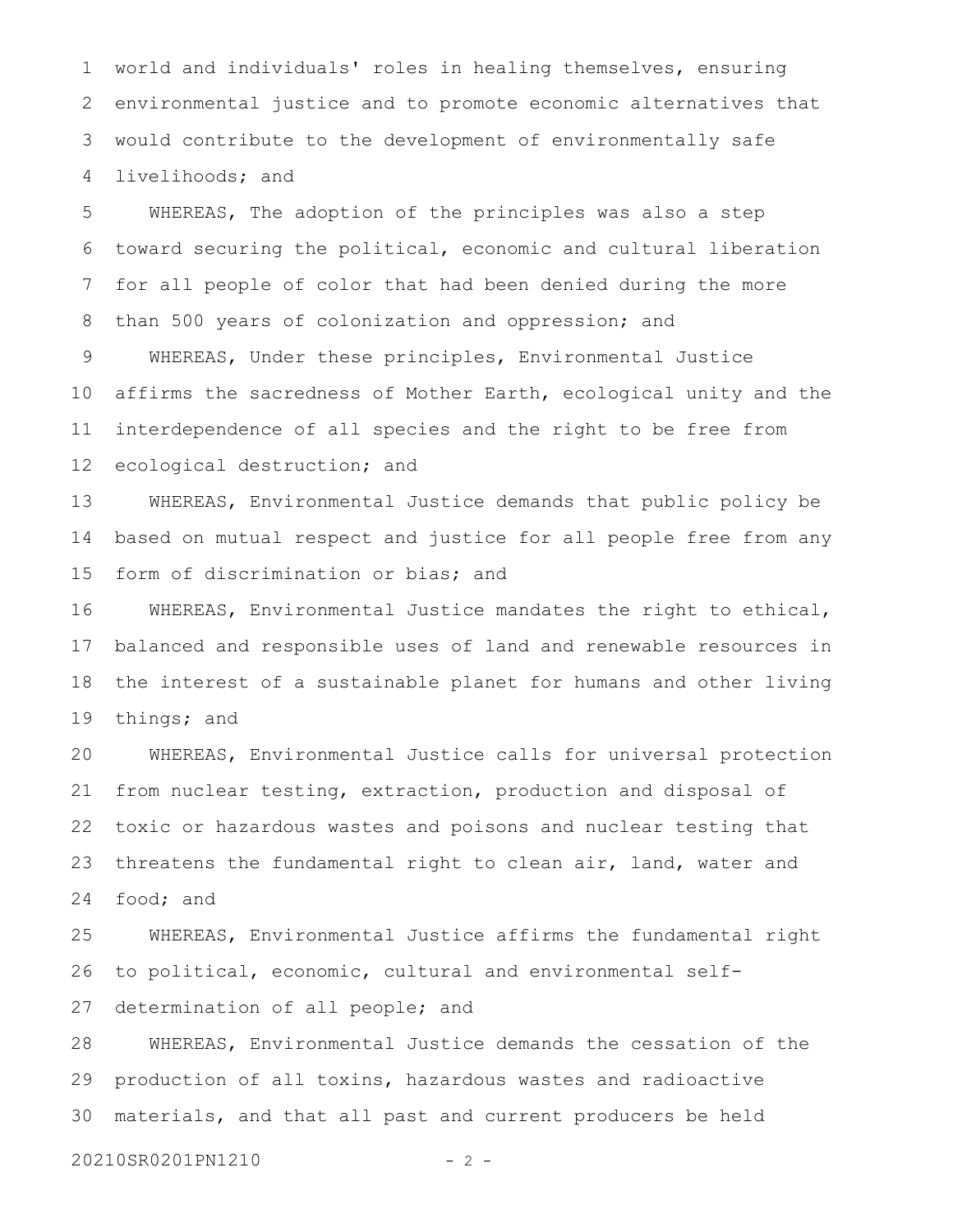world and individuals' roles in healing themselves, ensuring environmental justice and to promote economic alternatives that would contribute to the development of environmentally safe livelihoods; and

WHEREAS, The adoption of the principles was also a step toward securing the political, economic and cultural liberation for all people of color that had been denied during the more than 500 years of colonization and oppression; and

WHEREAS, Under these principles, Environmental Justice affirms the sacredness of Mother Earth, ecological unity and the interdependence of all species and the right to be free from ecological destruction; and

WHEREAS, Environmental Justice demands that public policy be based on mutual respect and justice for all people free from any form of discrimination or bias; and

WHEREAS, Environmental Justice mandates the right to ethical, balanced and responsible uses of land and renewable resources in the interest of a sustainable planet for humans and other living things; and

WHEREAS, Environmental Justice calls for universal protection from nuclear testing, extraction, production and disposal of toxic or hazardous wastes and poisons and nuclear testing that threatens the fundamental right to clean air, land, water and food; and

WHEREAS, Environmental Justice affirms the fundamental right to political, economic, cultural and environmental self-determination of all people; and

WHEREAS, Environmental Justice demands the cessation of the production of all toxins, hazardous wastes and radioactive materials, and that all past and current producers be held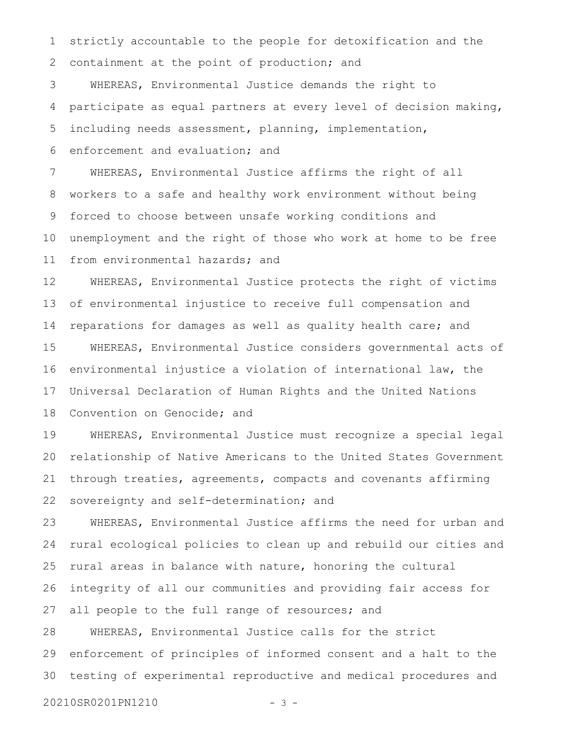strictly accountable to the people for detoxification and the containment at the point of production; and

WHEREAS, Environmental Justice demands the right to participate as equal partners at every level of decision making, including needs assessment, planning, implementation, enforcement and evaluation; and

WHEREAS, Environmental Justice affirms the right of all workers to a safe and healthy work environment without being forced to choose between unsafe working conditions and unemployment and the right of those who work at home to be free from environmental hazards; and

WHEREAS, Environmental Justice protects the right of victims of environmental injustice to receive full compensation and reparations for damages as well as quality health care; and

WHEREAS, Environmental Justice considers governmental acts of environmental injustice a violation of international law, the Universal Declaration of Human Rights and the United Nations Convention on Genocide; and

WHEREAS, Environmental Justice must recognize a special legal relationship of Native Americans to the United States Government through treaties, agreements, compacts and covenants affirming sovereignty and self-determination; and

WHEREAS, Environmental Justice affirms the need for urban and rural ecological policies to clean up and rebuild our cities and rural areas in balance with nature, honoring the cultural integrity of all our communities and providing fair access for all people to the full range of resources; and

WHEREAS, Environmental Justice calls for the strict enforcement of principles of informed consent and a halt to the testing of experimental reproductive and medical procedures and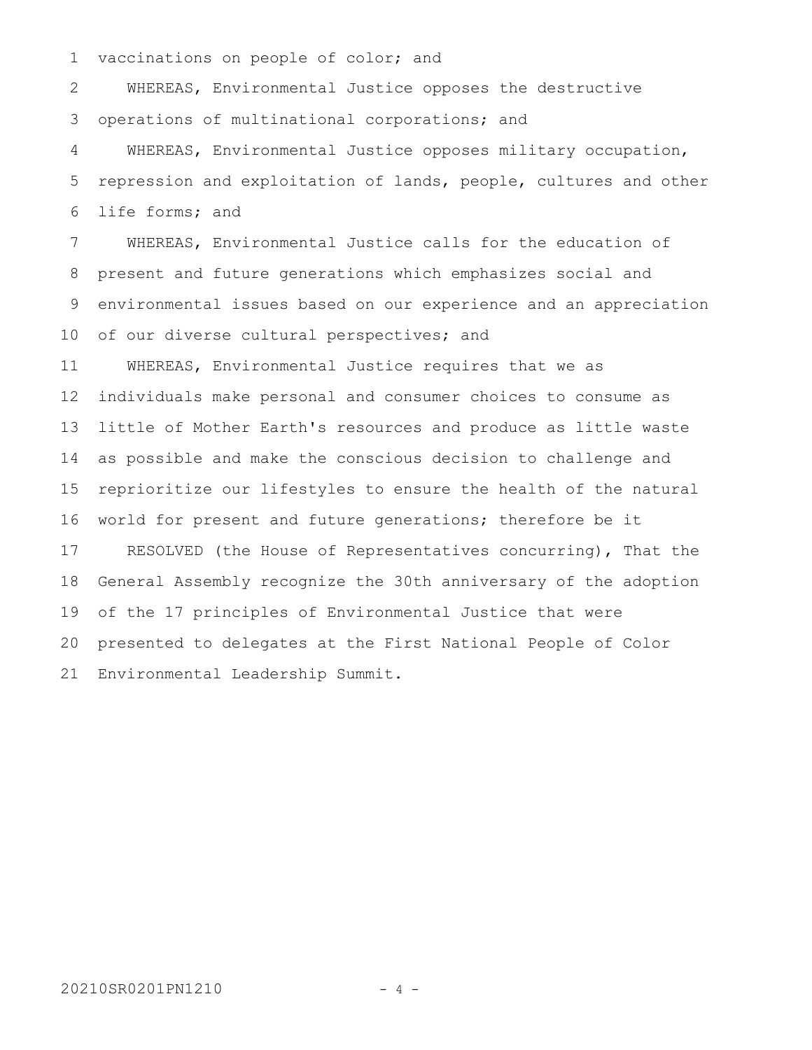vaccinations on people of color; and

WHEREAS, Environmental Justice opposes the destructive operations of multinational corporations; and

WHEREAS, Environmental Justice opposes military occupation, repression and exploitation of lands, people, cultures and other life forms; and

WHEREAS, Environmental Justice calls for the education of present and future generations which emphasizes social and environmental issues based on our experience and an appreciation of our diverse cultural perspectives; and

WHEREAS, Environmental Justice requires that we as individuals make personal and consumer choices to consume as little of Mother Earth's resources and produce as little waste as possible and make the conscious decision to challenge and reprioritize our lifestyles to ensure the health of the natural world for present and future generations; therefore be it

RESOLVED (the House of Representatives concurring), That the General Assembly recognize the 30th anniversary of the adoption of the 17 principles of Environmental Justice that were presented to delegates at the First National People of Color Environmental Leadership Summit.